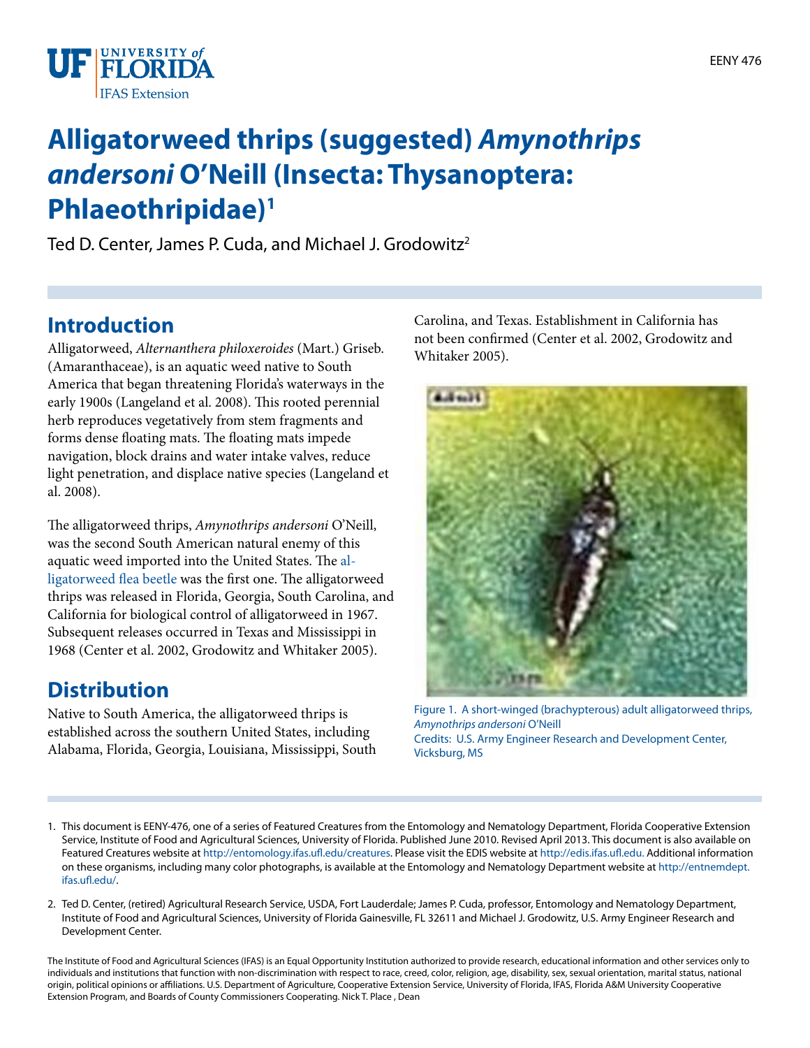# Alligatorweed thrips (suggested) *Amynothrips andersoni* O'Neill (Insecta: Thysanoptera: Phlaeothripidae)[1]

Ted D. Center, James P. Cuda, and Michael J. Grodowitz[2]

## Introduction

Alligatorweed, *Alternanthera philoxeroides* (Mart.) Griseb. (Amaranthaceae), is an aquatic weed native to South America that began threatening Florida's waterways in the early 1900s (Langeland et al. 2008). This rooted perennial herb reproduces vegetatively from stem fragments and forms dense floating mats. The floating mats impede navigation, block drains and water intake valves, reduce light penetration, and displace native species (Langeland et al. 2008).

The alligatorweed thrips, *Amynothrips andersoni* O'Neill, was the second South American natural enemy of this aquatic weed imported into the United States. The alligatorweed flea beetle was the first one. The alligatorweed thrips was released in Florida, Georgia, South Carolina, and California for biological control of alligatorweed in 1967. Subsequent releases occurred in Texas and Mississippi in 1968 (Center et al. 2002, Grodowitz and Whitaker 2005).

## Distribution

Native to South America, the alligatorweed thrips is established across the southern United States, including Alabama, Florida, Georgia, Louisiana, Mississippi, South Carolina, and Texas. Establishment in California has not been confirmed (Center et al. 2002, Grodowitz and Whitaker 2005).

Figure 1. A short-winged (brachypterous) adult alligatorweed thrips, *Amynothrips andersoni* O'Neill
Credits: U.S. Army Engineer Research and Development Center, Vicksburg, MS

1. This document is EENY-476, one of a series of Featured Creatures from the Entomology and Nematology Department, Florida Cooperative Extension Service, Institute of Food and Agricultural Sciences, University of Florida. Published June 2010. Revised April 2013. This document is also available on Featured Creatures website at http://entomology.ifas.ufl.edu/creatures. Please visit the EDIS website at http://edis.ifas.ufl.edu. Additional information on these organisms, including many color photographs, is available at the Entomology and Nematology Department website at http://entnemdept.ifas.ufl.edu/.

2. Ted D. Center, (retired) Agricultural Research Service, USDA, Fort Lauderdale; James P. Cuda, professor, Entomology and Nematology Department, Institute of Food and Agricultural Sciences, University of Florida Gainesville, FL 32611 and Michael J. Grodowitz, U.S. Army Engineer Research and Development Center.

The Institute of Food and Agricultural Sciences (IFAS) is an Equal Opportunity Institution authorized to provide research, educational information and other services only to individuals and institutions that function with non-discrimination with respect to race, creed, color, religion, age, disability, sex, sexual orientation, marital status, national origin, political opinions or affiliations. U.S. Department of Agriculture, Cooperative Extension Service, University of Florida, IFAS, Florida A&M University Cooperative Extension Program, and Boards of County Commissioners Cooperating. Nick T. Place , Dean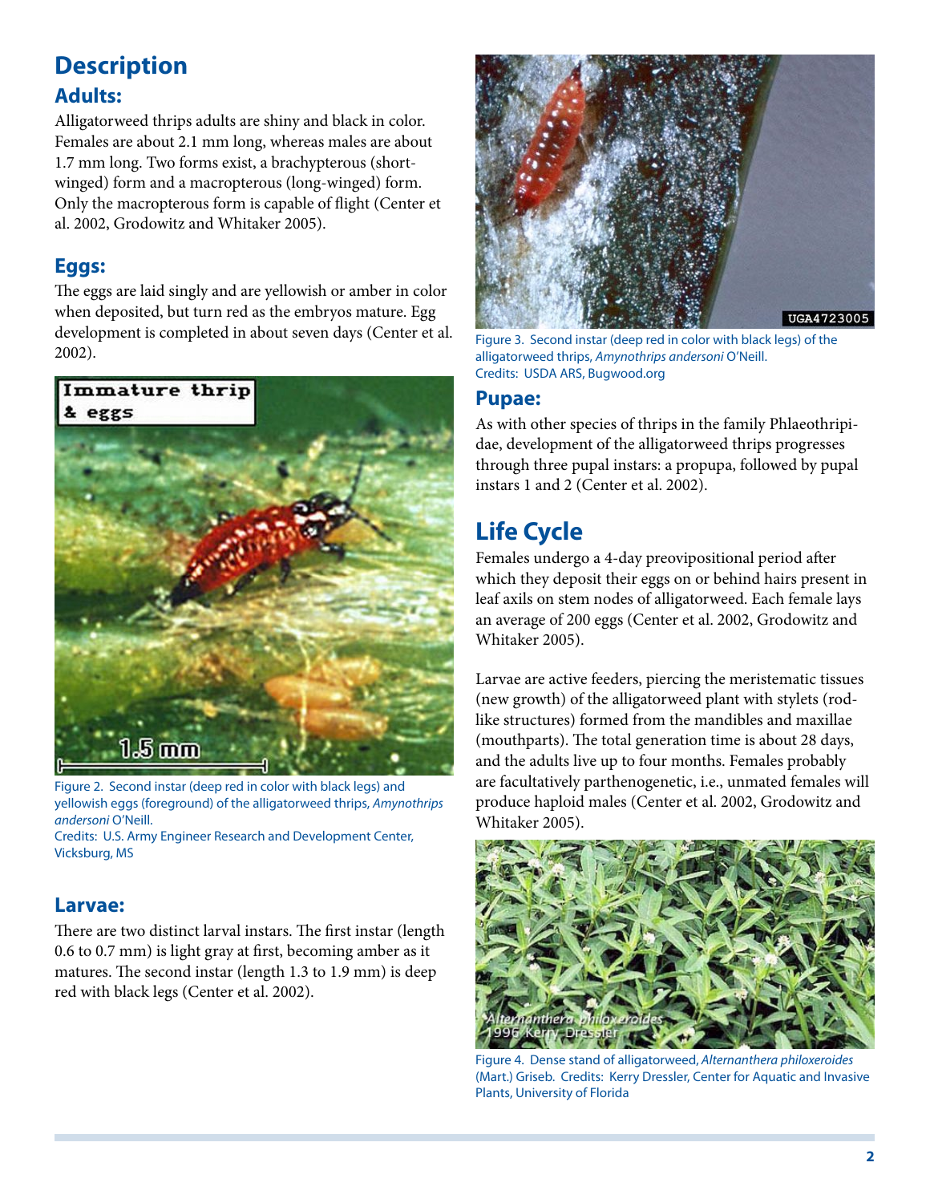# Description

## Adults:

Alligatorweed thrips adults are shiny and black in color. Females are about 2.1 mm long, whereas males are about 1.7 mm long. Two forms exist, a brachypterous (short-winged) form and a macropterous (long-winged) form. Only the macropterous form is capable of flight (Center et al. 2002, Grodowitz and Whitaker 2005).

## Eggs:

The eggs are laid singly and are yellowish or amber in color when deposited, but turn red as the embryos mature. Egg development is completed in about seven days (Center et al. 2002).

Figure 2. Second instar (deep red in color with black legs) and yellowish eggs (foreground) of the alligatorweed thrips, *Amynothrips andersoni* O'Neill.
Credits: U.S. Army Engineer Research and Development Center, Vicksburg, MS

## Larvae:

There are two distinct larval instars. The first instar (length 0.6 to 0.7 mm) is light gray at first, becoming amber as it matures. The second instar (length 1.3 to 1.9 mm) is deep red with black legs (Center et al. 2002).

Figure 3. Second instar (deep red in color with black legs) of the alligatorweed thrips, *Amynothrips andersoni* O'Neill.
Credits: USDA ARS, Bugwood.org

## Pupae:

As with other species of thrips in the family Phlaeothripidae, development of the alligatorweed thrips progresses through three pupal instars: a propupa, followed by pupal instars 1 and 2 (Center et al. 2002).

# Life Cycle

Females undergo a 4-day preovipositional period after which they deposit their eggs on or behind hairs present in leaf axils on stem nodes of alligatorweed. Each female lays an average of 200 eggs (Center et al. 2002, Grodowitz and Whitaker 2005).

Larvae are active feeders, piercing the meristematic tissues (new growth) of the alligatorweed plant with stylets (rod-like structures) formed from the mandibles and maxillae (mouthparts). The total generation time is about 28 days, and the adults live up to four months. Females probably are facultatively parthenogenetic, i.e., unmated females will produce haploid males (Center et al. 2002, Grodowitz and Whitaker 2005).

Figure 4. Dense stand of alligatorweed, *Alternanthera philoxeroides* (Mart.) Griseb. Credits: Kerry Dressler, Center for Aquatic and Invasive Plants, University of Florida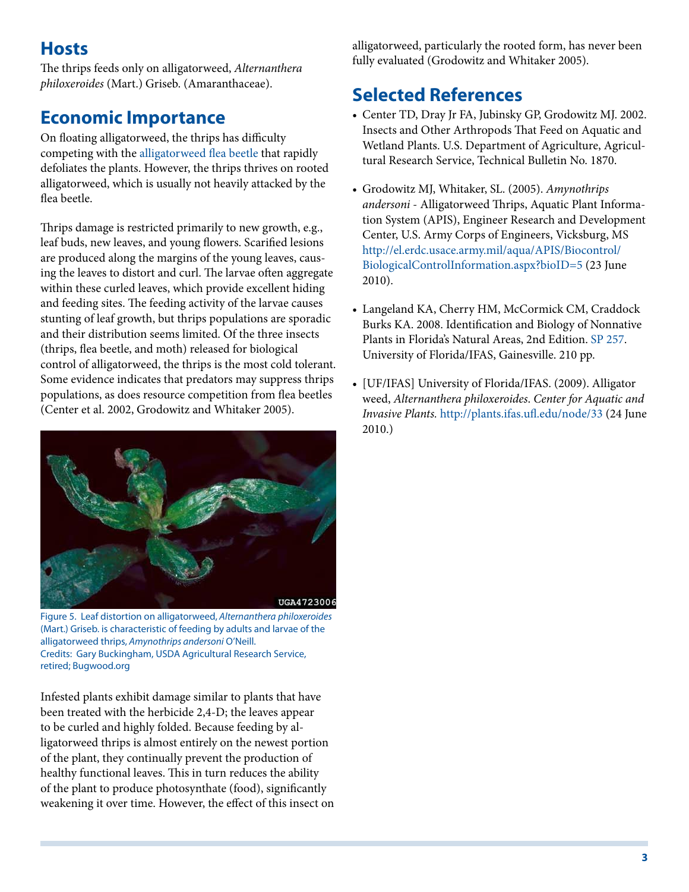## Hosts

The thrips feeds only on alligatorweed, *Alternanthera philoxeroides* (Mart.) Griseb. (Amaranthaceae).

## Economic Importance

On floating alligatorweed, the thrips has difficulty competing with the alligatorweed flea beetle that rapidly defoliates the plants. However, the thrips thrives on rooted alligatorweed, which is usually not heavily attacked by the flea beetle.

Thrips damage is restricted primarily to new growth, e.g., leaf buds, new leaves, and young flowers. Scarified lesions are produced along the margins of the young leaves, causing the leaves to distort and curl. The larvae often aggregate within these curled leaves, which provide excellent hiding and feeding sites. The feeding activity of the larvae causes stunting of leaf growth, but thrips populations are sporadic and their distribution seems limited. Of the three insects (thrips, flea beetle, and moth) released for biological control of alligatorweed, the thrips is the most cold tolerant. Some evidence indicates that predators may suppress thrips populations, as does resource competition from flea beetles (Center et al. 2002, Grodowitz and Whitaker 2005).

Figure 5. Leaf distortion on alligatorweed, *Alternanthera philoxeroides* (Mart.) Griseb. is characteristic of feeding by adults and larvae of the alligatorweed thrips, *Amynothrips andersoni* O'Neill.
Credits: Gary Buckingham, USDA Agricultural Research Service, retired; Bugwood.org

Infested plants exhibit damage similar to plants that have been treated with the herbicide 2,4-D; the leaves appear to be curled and highly folded. Because feeding by alligatorweed thrips is almost entirely on the newest portion of the plant, they continually prevent the production of healthy functional leaves. This in turn reduces the ability of the plant to produce photosynthate (food), significantly weakening it over time. However, the effect of this insect on alligatorweed, particularly the rooted form, has never been fully evaluated (Grodowitz and Whitaker 2005).

## Selected References

- Center TD, Dray Jr FA, Jubinsky GP, Grodowitz MJ. 2002. Insects and Other Arthropods That Feed on Aquatic and Wetland Plants. U.S. Department of Agriculture, Agricultural Research Service, Technical Bulletin No. 1870.

- Grodowitz MJ, Whitaker, SL. (2005). *Amynothrips andersoni* - Alligatorweed Thrips, Aquatic Plant Information System (APIS), Engineer Research and Development Center, U.S. Army Corps of Engineers, Vicksburg, MS http://el.erdc.usace.army.mil/aqua/APIS/Biocontrol/BiologicalControlInformation.aspx?bioID=5 (23 June 2010).

- Langeland KA, Cherry HM, McCormick CM, Craddock Burks KA. 2008. Identification and Biology of Nonnative Plants in Florida's Natural Areas, 2nd Edition. SP 257. University of Florida/IFAS, Gainesville. 210 pp.

- [UF/IFAS] University of Florida/IFAS. (2009). Alligator weed, *Alternanthera philoxeroides*. *Center for Aquatic and Invasive Plants.* http://plants.ifas.ufl.edu/node/33 (24 June 2010.)